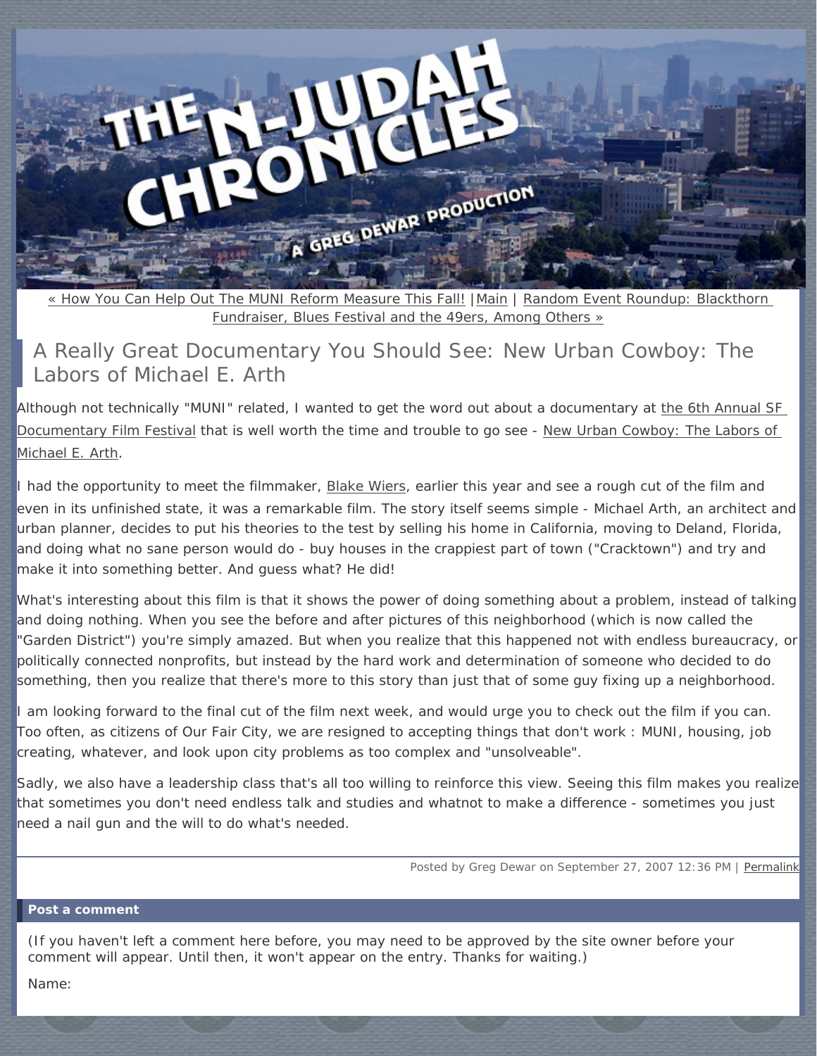« How You Can Help Out The MUNI Reform Measure This Fall! | Main | Random Event Roundup: Blackthorn Fundraiser, Blues Festival and the 49ers, Among Others »

## A Really Great Documentary You Should See: New Urban Cowboy: The Labors of Michael E. Arth

Although not technically "MUNI" related, I wanted to get the word out about a documentary at the 6th Annual SF Documentary Film Festival that is well worth the time and trouble to go see - New Urban Cowboy: The Labors of Michael E. Arth.

I had the opportunity to meet the filmmaker, Blake Wiers, earlier this year and see a rough cut of the film and even in its unfinished state, it was a remarkable film. The story itself seems simple - Michael Arth, an architect and urban planner, decides to put his theories to the test by selling his home in California, moving to Deland, Florida, and doing what no sane person would do - buy houses in the crappiest part of town ("Cracktown") and try and make it into something better. And guess what? He did!

What's interesting about this film is that it shows the power of doing something about a problem, instead of talking and doing nothing. When you see the before and after pictures of this neighborhood (which is now called the "Garden District") you're simply amazed. But when you realize that this happened not with endless bureaucracy, or politically connected nonprofits, but instead by the hard work and determination of someone who decided to do something, then you realize that there's more to this story than just that of some guy fixing up a neighborhood.

I am looking forward to the final cut of the film next week, and would urge you to check out the film if you can. Too often, as citizens of Our Fair City, we are resigned to accepting things that don't work : MUNI, housing, job creating, whatever, and look upon city problems as too complex and "unsolveable".

Sadly, we also have a leadership class that's all too willing to reinforce this view. Seeing this film makes you realize that sometimes you don't need endless talk and studies and whatnot to make a difference - sometimes you just need a nail gun and the will to do what's needed.

Posted by Greg Dewar on September 27, 2007 12:36 PM | Permalink

**Post a comment**

(If you haven't left a comment here before, you may need to be approved by the site owner before your comment will appear. Until then, it won't appear on the entry. Thanks for waiting.)

Name: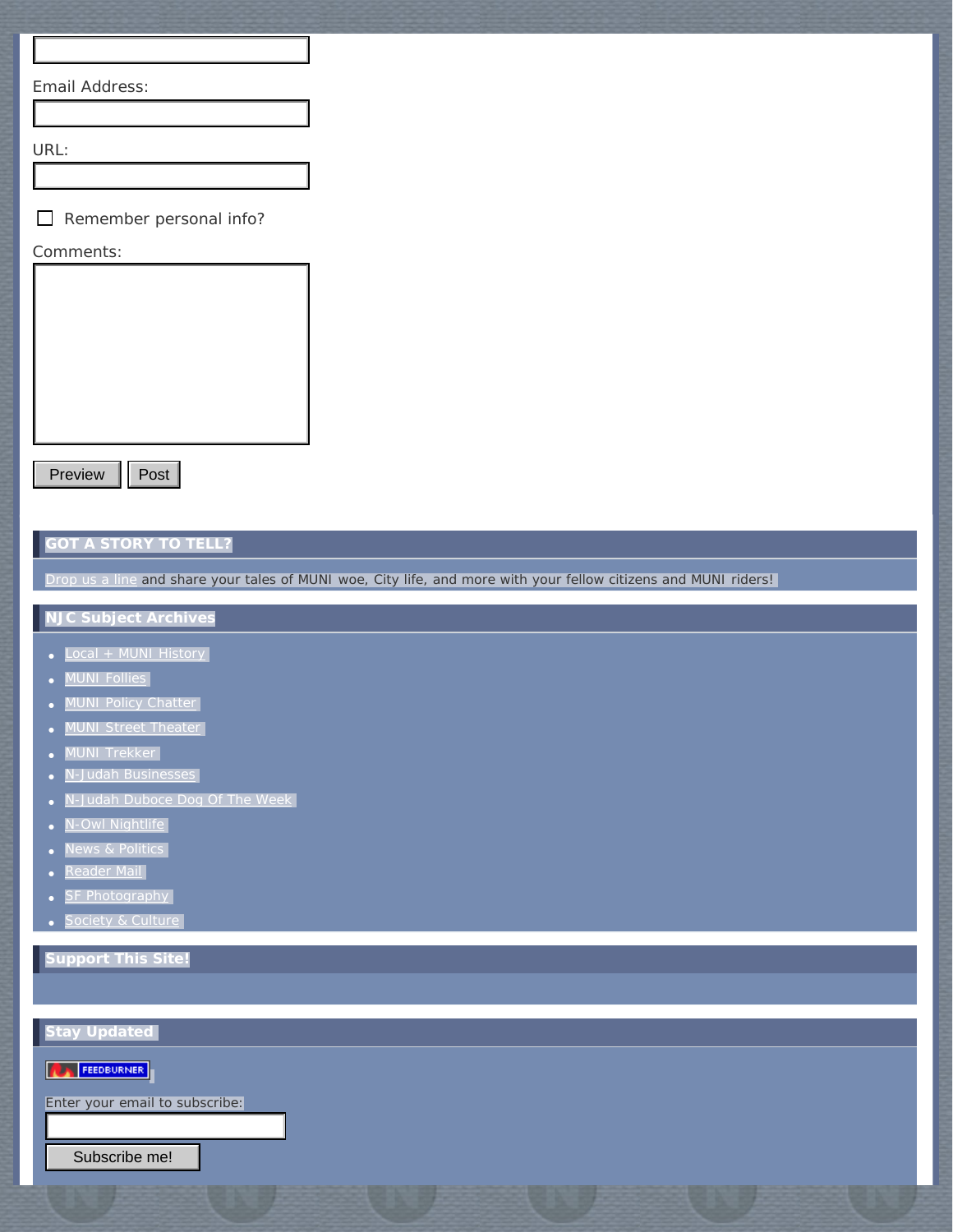Email Address:

URL:

Remember personal info?

Comments:

Preview Post

## GOT A STORY TO TELL?

Drop us a line and share your tales of MUNI woe, City life, and more with your fellow citizens and MUNI riders!

## NJC Subject Archives

- Local + MUNI History
- MUNI Follies
- MUNI Policy Chatter
- MUNI Street Theater
- MUNI Trekker
- N-Judah Businesses
- N-Judah Duboce Dog Of The Week
- N-Owl Nightlife
- News & Politics
- Reader Mail
- SF Photography
- Society & Culture

## Support This Site!

## Stay Updated

FEEDBURNER

Enter your email to subscribe:

Subscribe me!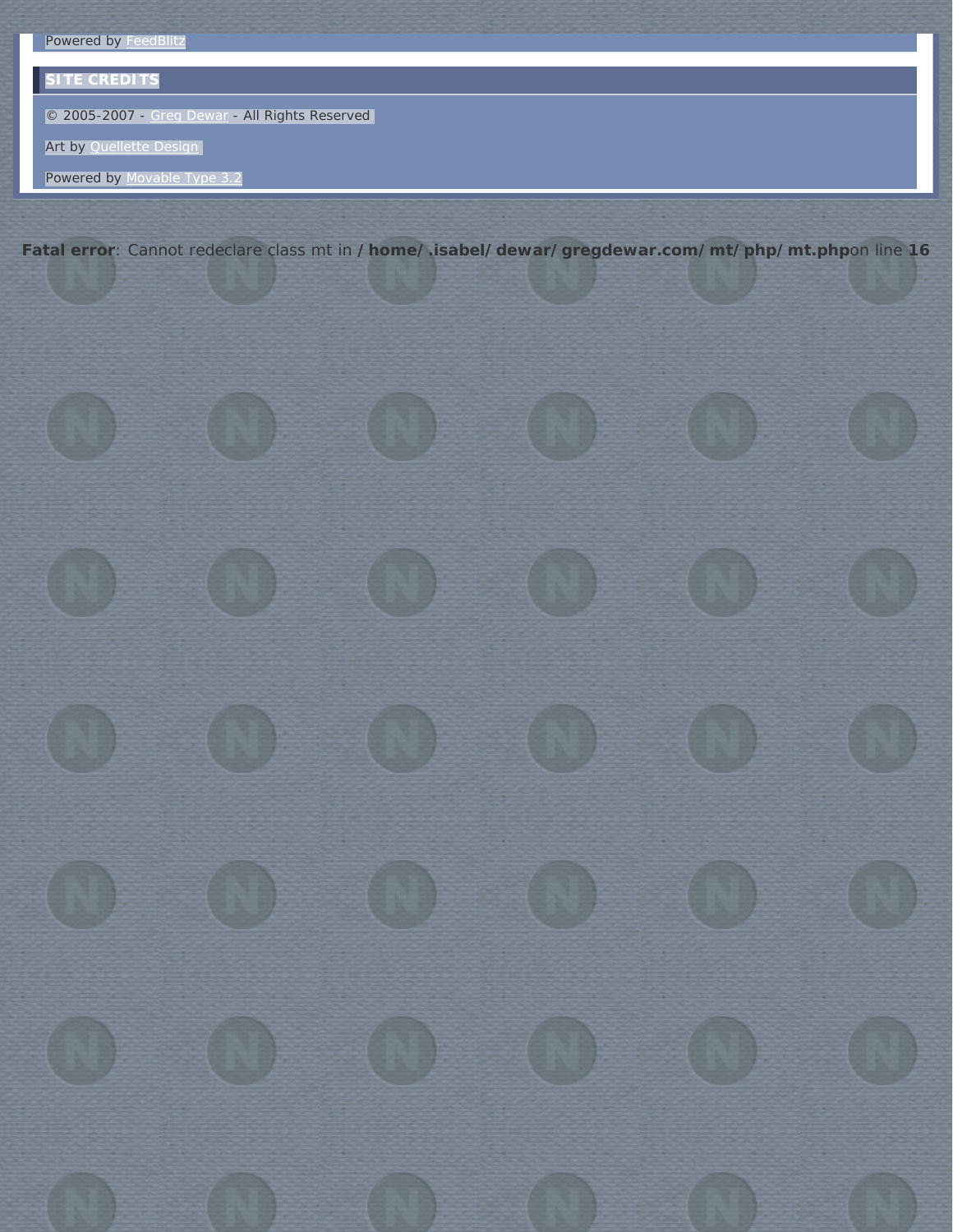Powered by FeedBlitz

## SITE CREDITS

© 2005-2007 - Greg Dewar - All Rights Reserved

Art by Quellette Design

Powered by Movable Type 3.2

**Fatal error**: Cannot redeclare class mt in **/home/.isabel/dewar/gregdewar.com/mt/php/mt.php**on line **16**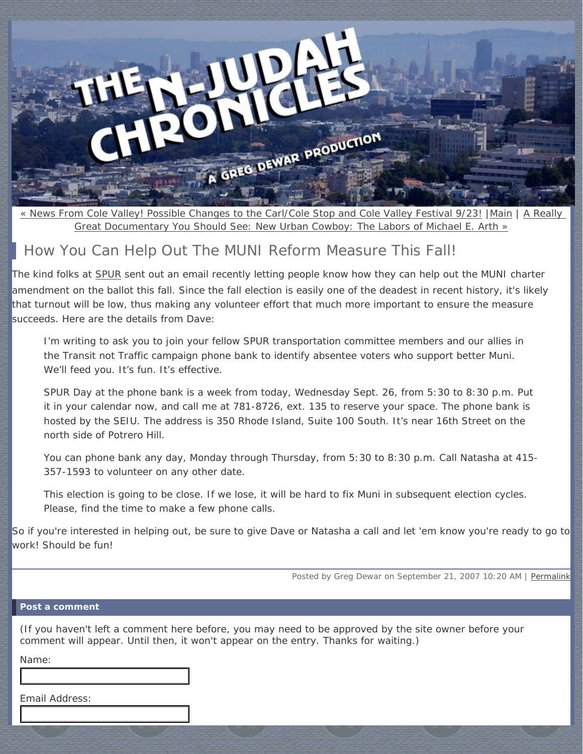« News From Cole Valley! Possible Changes to the Carl/Cole Stop and Cole Valley Festival 9/23! | Main | A Really Great Documentary You Should See: New Urban Cowboy: The Labors of Michael E. Arth »

## How You Can Help Out The MUNI Reform Measure This Fall!

The kind folks at SPUR sent out an email recently letting people know how they can help out the MUNI charter amendment on the ballot this fall. Since the fall election is easily one of the deadest in recent history, it's likely that turnout will be low, thus making any volunteer effort that much more important to ensure the measure succeeds. Here are the details from Dave:

> I'm writing to ask you to join your fellow SPUR transportation committee members and our allies in the Transit not Traffic campaign phone bank to identify absentee voters who support better Muni. We'll feed you. It's fun. It's effective.
>
> SPUR Day at the phone bank is a week from today, Wednesday Sept. 26, from 5:30 to 8:30 p.m. Put it in your calendar now, and call me at 781-8726, ext. 135 to reserve your space. The phone bank is hosted by the SEIU. The address is 350 Rhode Island, Suite 100 South. It's near 16th Street on the north side of Potrero Hill.
>
> You can phone bank any day, Monday through Thursday, from 5:30 to 8:30 p.m. Call Natasha at 415-357-1593 to volunteer on any other date.
>
> This election is going to be close. If we lose, it will be hard to fix Muni in subsequent election cycles. Please, find the time to make a few phone calls.

So if you're interested in helping out, be sure to give Dave or Natasha a call and let 'em know you're ready to go to work! Should be fun!

Posted by Greg Dewar on September 21, 2007 10:20 AM | Permalink

**Post a comment**

(If you haven't left a comment here before, you may need to be approved by the site owner before your comment will appear. Until then, it won't appear on the entry. Thanks for waiting.)

Name:

Email Address: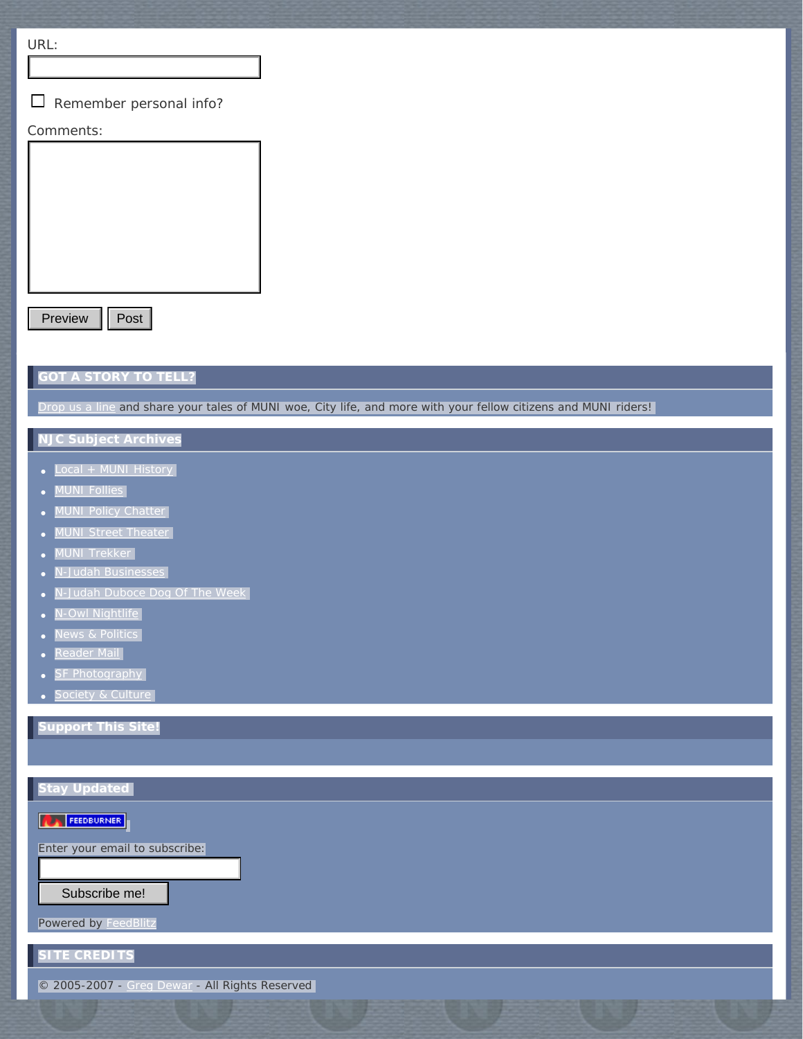URL:

☐ Remember personal info?

Comments:

Preview Post

## GOT A STORY TO TELL?

Drop us a line and share your tales of MUNI woe, City life, and more with your fellow citizens and MUNI riders!

## NJC Subject Archives

- Local + MUNI History
- MUNI Follies
- MUNI Policy Chatter
- MUNI Street Theater
- MUNI Trekker
- N-Judah Businesses
- N-Judah Duboce Dog Of The Week
- N-Owl Nightlife
- News & Politics
- Reader Mail
- SF Photography
- Society & Culture

## Support This Site!

## Stay Updated

FEEDBURNER

Enter your email to subscribe:

Subscribe me!

Powered by FeedBlitz

## SITE CREDITS

© 2005-2007 - Greg Dewar - All Rights Reserved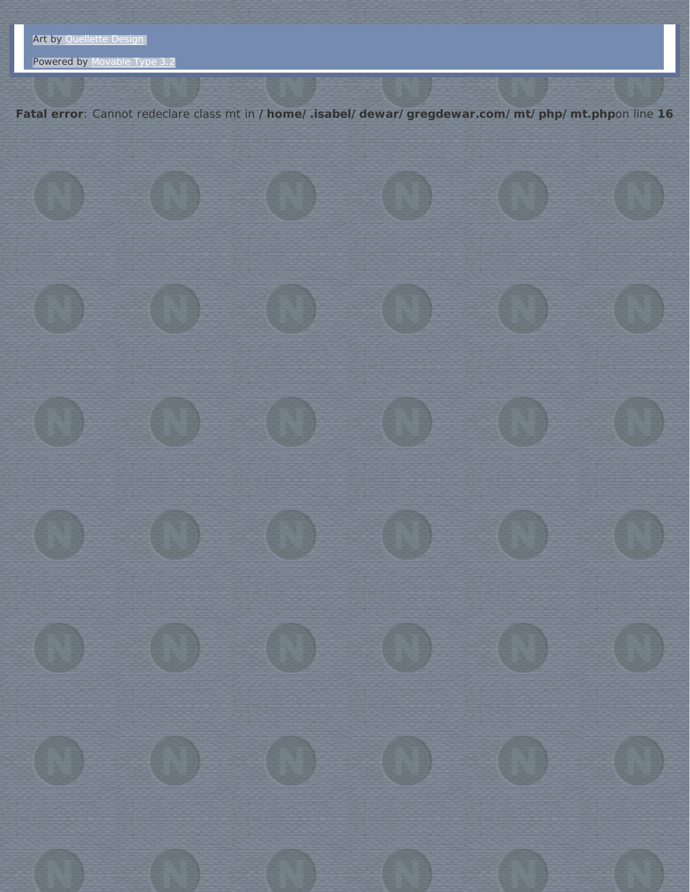Art by Quellette Design

Powered by Movable Type 3.2

**Fatal error**: Cannot redeclare class mt in **/ home/ .isabel/ dewar/ gregdewar.com/ mt/ php/ mt.php**on line **16**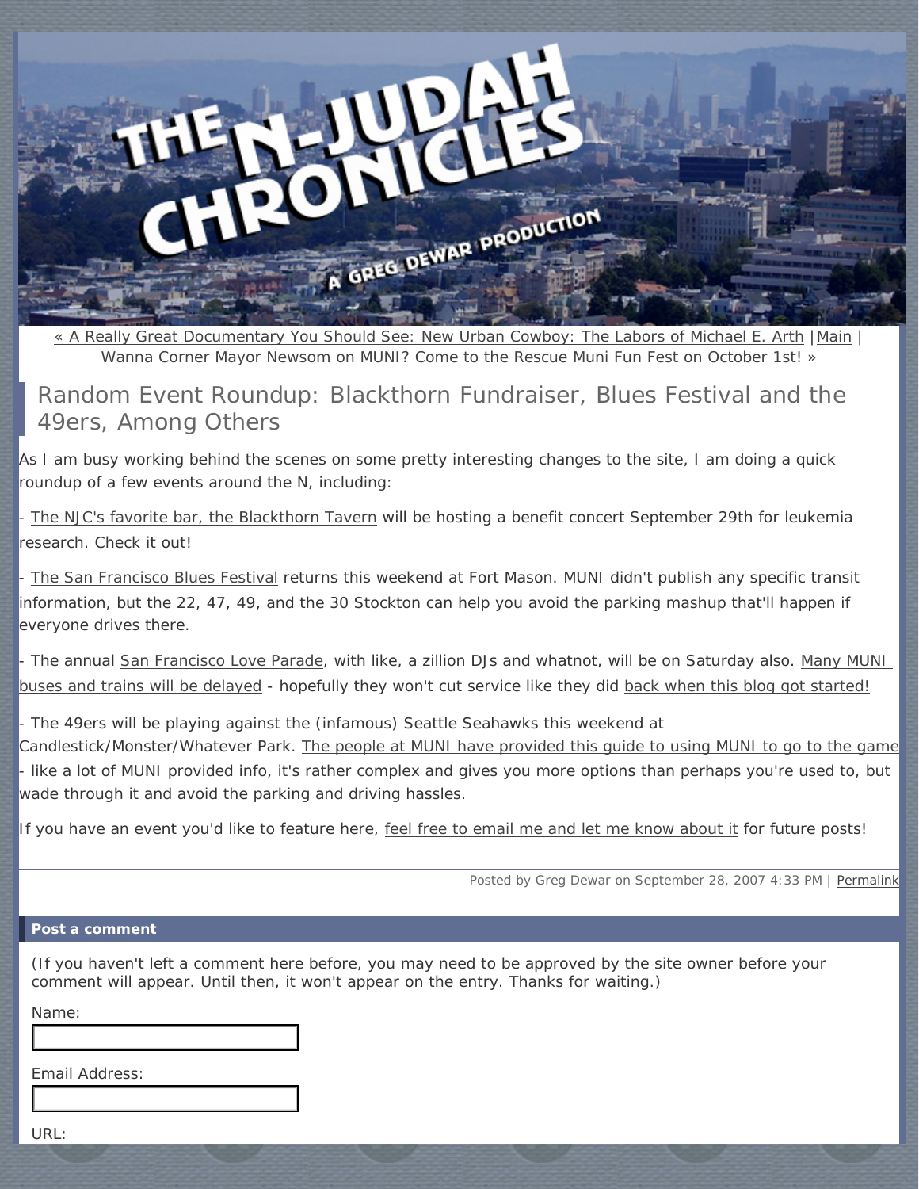« A Really Great Documentary You Should See: New Urban Cowboy: The Labors of Michael E. Arth | Main | Wanna Corner Mayor Newsom on MUNI? Come to the Rescue Muni Fun Fest on October 1st! »

# Random Event Roundup: Blackthorn Fundraiser, Blues Festival and the 49ers, Among Others

As I am busy working behind the scenes on some pretty interesting changes to the site, I am doing a quick roundup of a few events around the N, including:

- The NJC's favorite bar, the Blackthorn Tavern will be hosting a benefit concert September 29th for leukemia research. Check it out!

- The San Francisco Blues Festival returns this weekend at Fort Mason. MUNI didn't publish any specific transit information, but the 22, 47, 49, and the 30 Stockton can help you avoid the parking mashup that'll happen if everyone drives there.

- The annual San Francisco Love Parade, with like, a zillion DJs and whatnot, will be on Saturday also. Many MUNI buses and trains will be delayed - hopefully they won't cut service like they did back when this blog got started!

- The 49ers will be playing against the (infamous) Seattle Seahawks this weekend at Candlestick/Monster/Whatever Park. The people at MUNI have provided this guide to using MUNI to go to the game - like a lot of MUNI provided info, it's rather complex and gives you more options than perhaps you're used to, but wade through it and avoid the parking and driving hassles.

If you have an event you'd like to feature here, feel free to email me and let me know about it for future posts!

Posted by Greg Dewar on September 28, 2007 4:33 PM | Permalink

**Post a comment**

(If you haven't left a comment here before, you may need to be approved by the site owner before your comment will appear. Until then, it won't appear on the entry. Thanks for waiting.)

Name:

Email Address:

URL: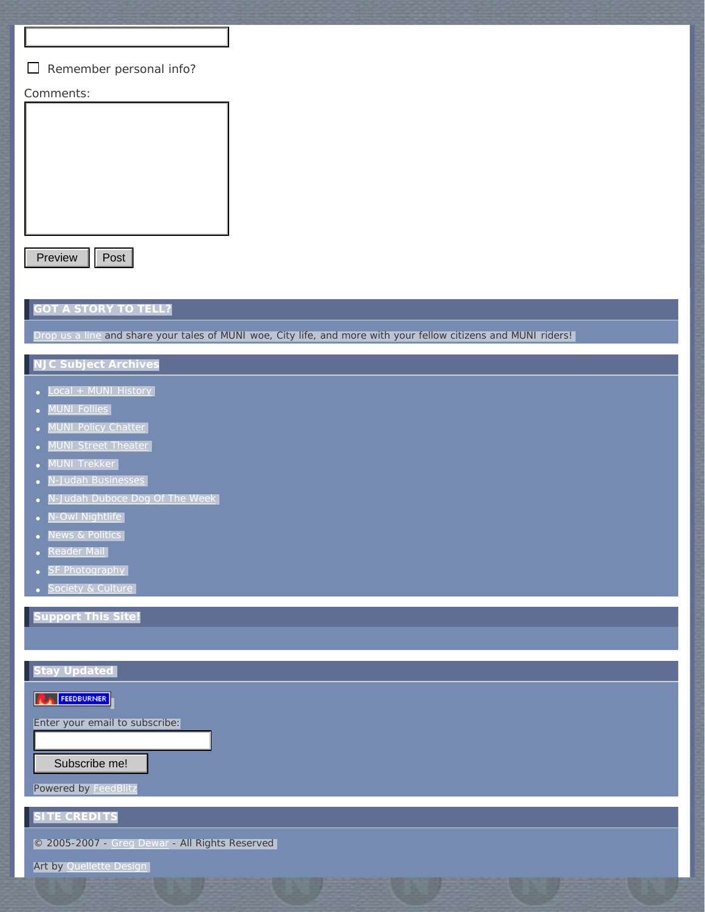Remember personal info?

Comments:

Preview Post

## GOT A STORY TO TELL?

Drop us a line and share your tales of MUNI woe, City life, and more with your fellow citizens and MUNI riders!

## NJC Subject Archives

- Local + MUNI History
- MUNI Follies
- MUNI Policy Chatter
- MUNI Street Theater
- MUNI Trekker
- N-Judah Businesses
- N-Judah Duboce Dog Of The Week
- N-Owl Nightlife
- News & Politics
- Reader Mail
- SF Photography
- Society & Culture

## Support This Site!

## Stay Updated

FEEDBURNER

Enter your email to subscribe:

Subscribe me!

Powered by FeedBlitz

## SITE CREDITS

© 2005-2007 - Greg Dewar - All Rights Reserved

Art by Quellette Design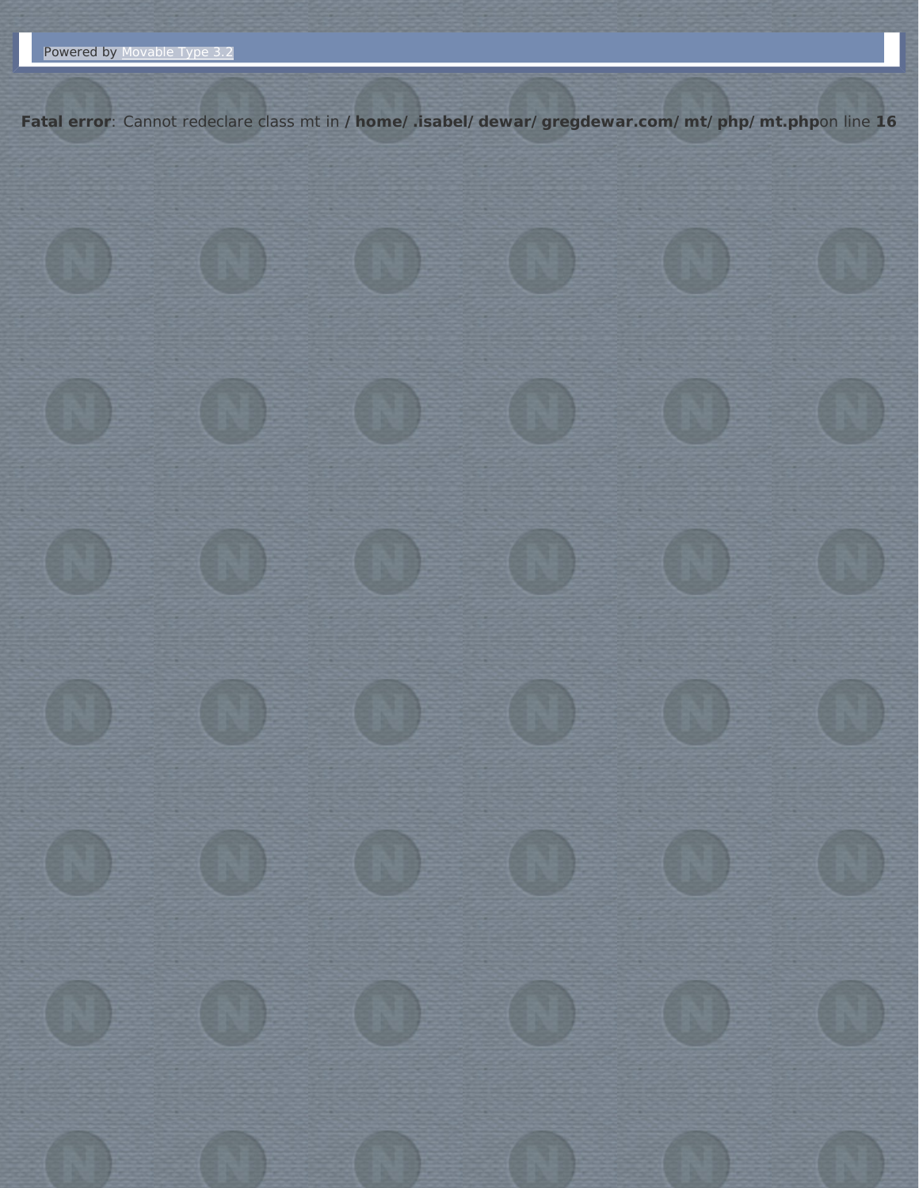Powered by Movable Type 3.2

**Fatal error**: Cannot redeclare class mt in **/ home/ .isabel/ dewar/ gregdewar.com/ mt/ php/ mt.php**on line **16**